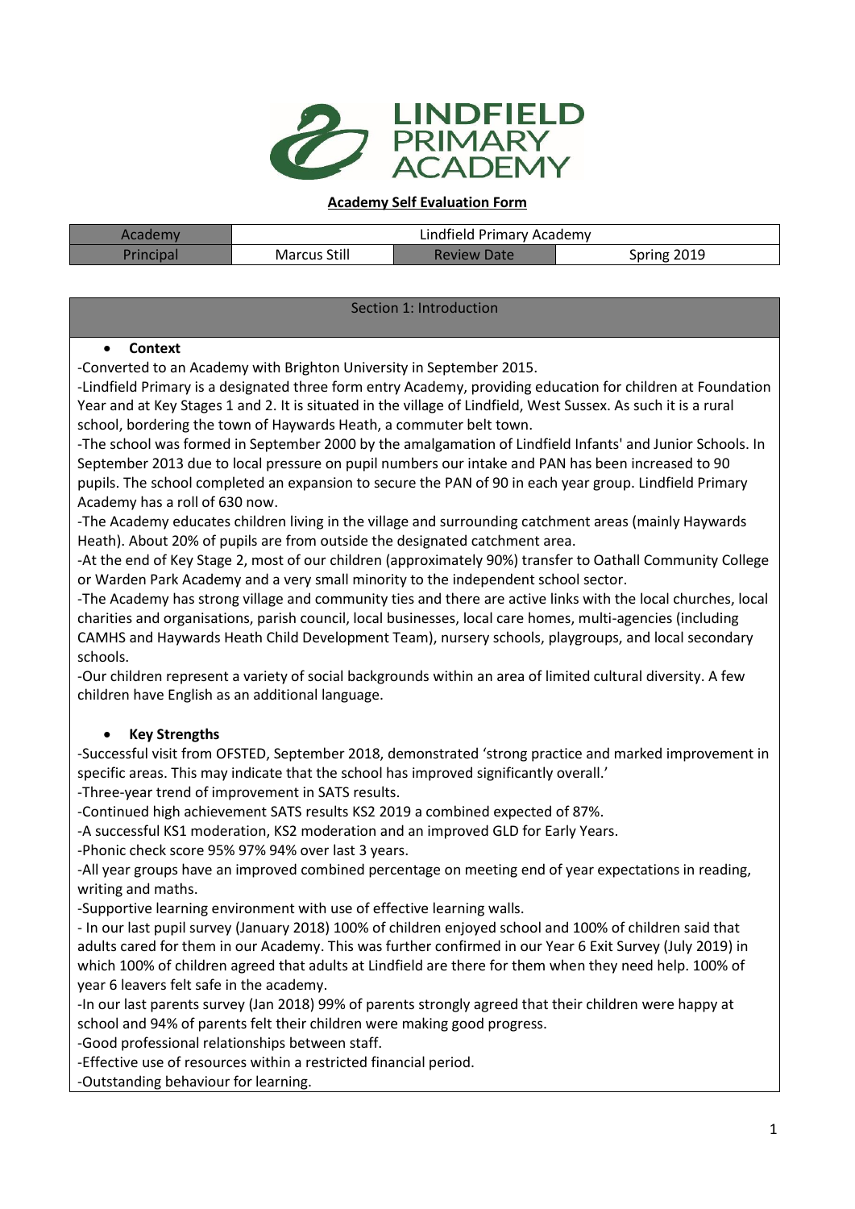**Academy Self Evaluation Form**

| | | | |
|---|---|---|---|
| Academy | Lindfield Primary Academy | | |
| Principal | Marcus Still | Review Date | Spring 2019 |

## Section 1: Introduction

- **Context**

-Converted to an Academy with Brighton University in September 2015.

-Lindfield Primary is a designated three form entry Academy, providing education for children at Foundation Year and at Key Stages 1 and 2. It is situated in the village of Lindfield, West Sussex. As such it is a rural school, bordering the town of Haywards Heath, a commuter belt town.

-The school was formed in September 2000 by the amalgamation of Lindfield Infants' and Junior Schools. In September 2013 due to local pressure on pupil numbers our intake and PAN has been increased to 90 pupils. The school completed an expansion to secure the PAN of 90 in each year group. Lindfield Primary Academy has a roll of 630 now.

-The Academy educates children living in the village and surrounding catchment areas (mainly Haywards Heath). About 20% of pupils are from outside the designated catchment area.

-At the end of Key Stage 2, most of our children (approximately 90%) transfer to Oathall Community College or Warden Park Academy and a very small minority to the independent school sector.

-The Academy has strong village and community ties and there are active links with the local churches, local charities and organisations, parish council, local businesses, local care homes, multi-agencies (including CAMHS and Haywards Heath Child Development Team), nursery schools, playgroups, and local secondary schools.

-Our children represent a variety of social backgrounds within an area of limited cultural diversity. A few children have English as an additional language.

- **Key Strengths**

-Successful visit from OFSTED, September 2018, demonstrated 'strong practice and marked improvement in specific areas. This may indicate that the school has improved significantly overall.'

-Three-year trend of improvement in SATS results.

-Continued high achievement SATS results KS2 2019 a combined expected of 87%.

-A successful KS1 moderation, KS2 moderation and an improved GLD for Early Years.

-Phonic check score 95% 97% 94% over last 3 years.

-All year groups have an improved combined percentage on meeting end of year expectations in reading, writing and maths.

-Supportive learning environment with use of effective learning walls.

- In our last pupil survey (January 2018) 100% of children enjoyed school and 100% of children said that adults cared for them in our Academy. This was further confirmed in our Year 6 Exit Survey (July 2019) in which 100% of children agreed that adults at Lindfield are there for them when they need help. 100% of year 6 leavers felt safe in the academy.

-In our last parents survey (Jan 2018) 99% of parents strongly agreed that their children were happy at school and 94% of parents felt their children were making good progress.

-Good professional relationships between staff.

-Effective use of resources within a restricted financial period.

-Outstanding behaviour for learning.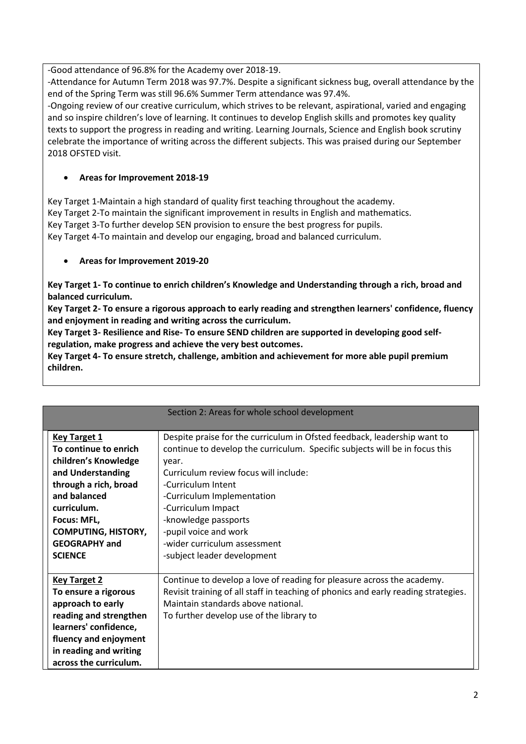-Good attendance of 96.8% for the Academy over 2018-19.
-Attendance for Autumn Term 2018 was 97.7%. Despite a significant sickness bug, overall attendance by the end of the Spring Term was still 96.6% Summer Term attendance was 97.4%.
-Ongoing review of our creative curriculum, which strives to be relevant, aspirational, varied and engaging and so inspire children's love of learning. It continues to develop English skills and promotes key quality texts to support the progress in reading and writing. Learning Journals, Science and English book scrutiny celebrate the importance of writing across the different subjects. This was praised during our September 2018 OFSTED visit.

- **Areas for Improvement 2018-19**

Key Target 1-Maintain a high standard of quality first teaching throughout the academy.
Key Target 2-To maintain the significant improvement in results in English and mathematics.
Key Target 3-To further develop SEN provision to ensure the best progress for pupils.
Key Target 4-To maintain and develop our engaging, broad and balanced curriculum.

- **Areas for Improvement 2019-20**

**Key Target 1- To continue to enrich children's Knowledge and Understanding through a rich, broad and balanced curriculum.**
**Key Target 2- To ensure a rigorous approach to early reading and strengthen learners' confidence, fluency and enjoyment in reading and writing across the curriculum.**
**Key Target 3- Resilience and Rise- To ensure SEND children are supported in developing good self-regulation, make progress and achieve the very best outcomes.**
**Key Target 4- To ensure stretch, challenge, ambition and achievement for more able pupil premium children.**

| Section 2: Areas for whole school development | |
|---|---|
| **Key Target 1**<br>**To continue to enrich children's Knowledge and Understanding through a rich, broad and balanced curriculum.**<br>**Focus: MFL, COMPUTING, HISTORY, GEOGRAPHY and SCIENCE** | Despite praise for the curriculum in Ofsted feedback, leadership want to continue to develop the curriculum. Specific subjects will be in focus this year.<br>Curriculum review focus will include:<br>-Curriculum Intent<br>-Curriculum Implementation<br>-Curriculum Impact<br>-knowledge passports<br>-pupil voice and work<br>-wider curriculum assessment<br>-subject leader development |
| **Key Target 2**<br>**To ensure a rigorous approach to early reading and strengthen learners' confidence, fluency and enjoyment in reading and writing across the curriculum.** | Continue to develop a love of reading for pleasure across the academy.<br>Revisit training of all staff in teaching of phonics and early reading strategies.<br>Maintain standards above national.<br>To further develop use of the library to |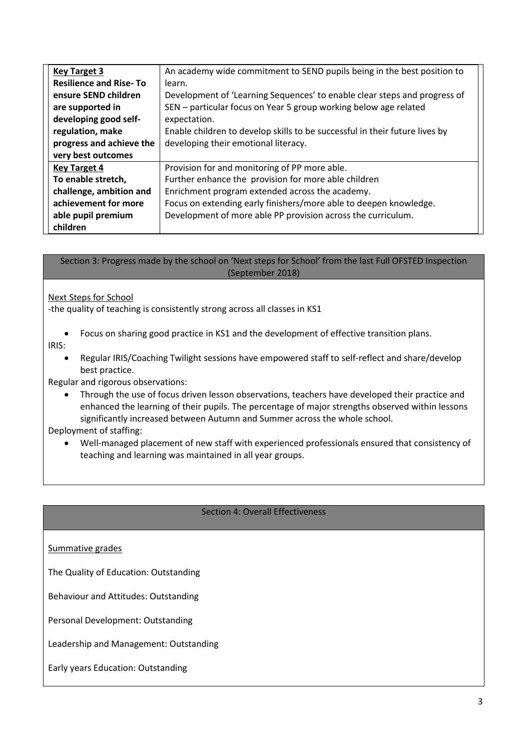| | |
|---|---|
| **Key Target 3**<br>**Resilience and Rise- To ensure SEND children are supported in developing good self-regulation, make progress and achieve the very best outcomes** | An academy wide commitment to SEND pupils being in the best position to learn.<br>Development of 'Learning Sequences' to enable clear steps and progress of SEN – particular focus on Year 5 group working below age related expectation.<br>Enable children to develop skills to be successful in their future lives by developing their emotional literacy. |
| **Key Target 4**<br>**To enable stretch, challenge, ambition and achievement for more able pupil premium children** | Provision for and monitoring of PP more able.<br>Further enhance the provision for more able children<br>Enrichment program extended across the academy.<br>Focus on extending early finishers/more able to deepen knowledge.<br>Development of more able PP provision across the curriculum. |

## Section 3: Progress made by the school on 'Next steps for School' from the last Full OFSTED Inspection (September 2018)

Next Steps for School

-the quality of teaching is consistently strong across all classes in KS1

- Focus on sharing good practice in KS1 and the development of effective transition plans.

IRIS:

- Regular IRIS/Coaching Twilight sessions have empowered staff to self-reflect and share/develop best practice.

Regular and rigorous observations:

- Through the use of focus driven lesson observations, teachers have developed their practice and enhanced the learning of their pupils. The percentage of major strengths observed within lessons significantly increased between Autumn and Summer across the whole school.

Deployment of staffing:

- Well-managed placement of new staff with experienced professionals ensured that consistency of teaching and learning was maintained in all year groups.

## Section 4: Overall Effectiveness

Summative grades

The Quality of Education: Outstanding

Behaviour and Attitudes: Outstanding

Personal Development: Outstanding

Leadership and Management: Outstanding

Early years Education: Outstanding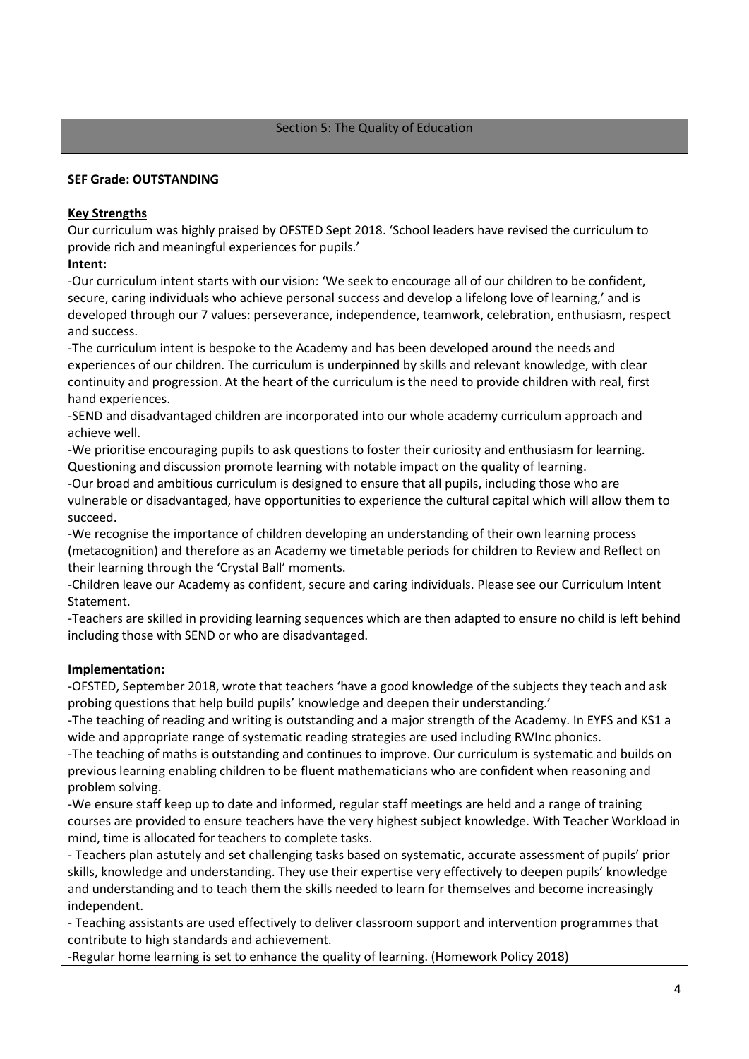## Section 5: The Quality of Education

**SEF Grade: OUTSTANDING**

**Key Strengths**

Our curriculum was highly praised by OFSTED Sept 2018. 'School leaders have revised the curriculum to provide rich and meaningful experiences for pupils.'

**Intent:**

-Our curriculum intent starts with our vision: 'We seek to encourage all of our children to be confident, secure, caring individuals who achieve personal success and develop a lifelong love of learning,' and is developed through our 7 values: perseverance, independence, teamwork, celebration, enthusiasm, respect and success.

-The curriculum intent is bespoke to the Academy and has been developed around the needs and experiences of our children. The curriculum is underpinned by skills and relevant knowledge, with clear continuity and progression. At the heart of the curriculum is the need to provide children with real, first hand experiences.

-SEND and disadvantaged children are incorporated into our whole academy curriculum approach and achieve well.

-We prioritise encouraging pupils to ask questions to foster their curiosity and enthusiasm for learning. Questioning and discussion promote learning with notable impact on the quality of learning.

-Our broad and ambitious curriculum is designed to ensure that all pupils, including those who are vulnerable or disadvantaged, have opportunities to experience the cultural capital which will allow them to succeed.

-We recognise the importance of children developing an understanding of their own learning process (metacognition) and therefore as an Academy we timetable periods for children to Review and Reflect on their learning through the 'Crystal Ball' moments.

-Children leave our Academy as confident, secure and caring individuals. Please see our Curriculum Intent Statement.

-Teachers are skilled in providing learning sequences which are then adapted to ensure no child is left behind including those with SEND or who are disadvantaged.

**Implementation:**

-OFSTED, September 2018, wrote that teachers 'have a good knowledge of the subjects they teach and ask probing questions that help build pupils' knowledge and deepen their understanding.'

-The teaching of reading and writing is outstanding and a major strength of the Academy. In EYFS and KS1 a wide and appropriate range of systematic reading strategies are used including RWInc phonics.

-The teaching of maths is outstanding and continues to improve. Our curriculum is systematic and builds on previous learning enabling children to be fluent mathematicians who are confident when reasoning and problem solving.

-We ensure staff keep up to date and informed, regular staff meetings are held and a range of training courses are provided to ensure teachers have the very highest subject knowledge. With Teacher Workload in mind, time is allocated for teachers to complete tasks.

- Teachers plan astutely and set challenging tasks based on systematic, accurate assessment of pupils' prior skills, knowledge and understanding. They use their expertise very effectively to deepen pupils' knowledge and understanding and to teach them the skills needed to learn for themselves and become increasingly independent.

- Teaching assistants are used effectively to deliver classroom support and intervention programmes that contribute to high standards and achievement.

-Regular home learning is set to enhance the quality of learning. (Homework Policy 2018)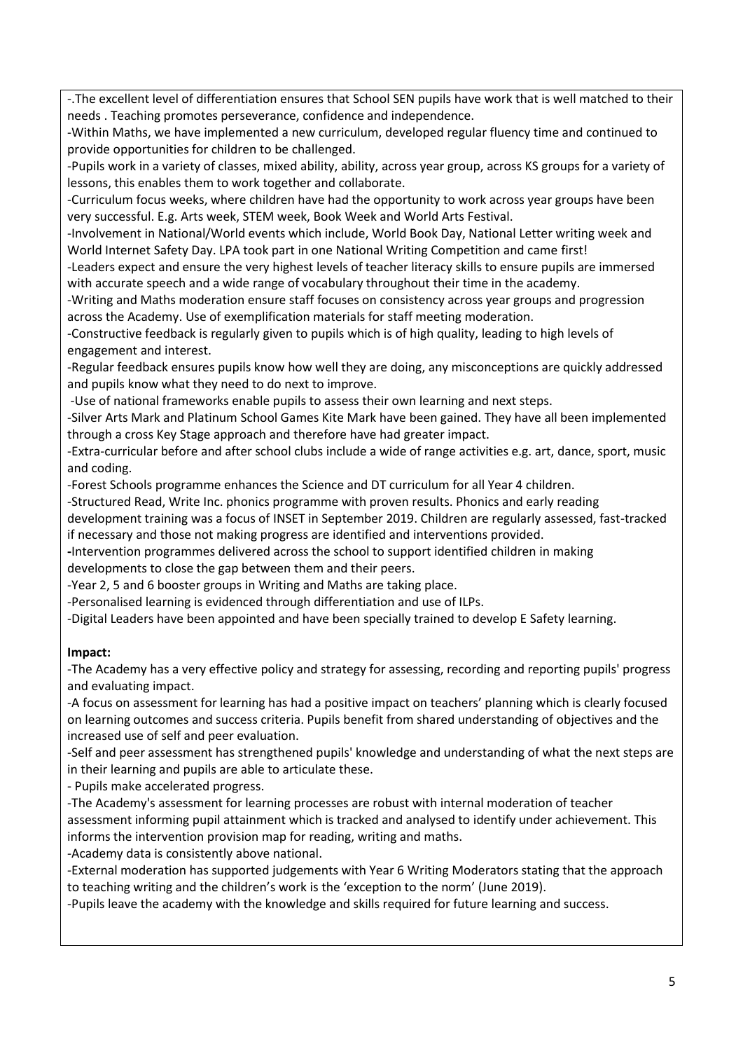-.The excellent level of differentiation ensures that School SEN pupils have work that is well matched to their needs . Teaching promotes perseverance, confidence and independence.

-Within Maths, we have implemented a new curriculum, developed regular fluency time and continued to provide opportunities for children to be challenged.

-Pupils work in a variety of classes, mixed ability, ability, across year group, across KS groups for a variety of lessons, this enables them to work together and collaborate.

-Curriculum focus weeks, where children have had the opportunity to work across year groups have been very successful. E.g. Arts week, STEM week, Book Week and World Arts Festival.

-Involvement in National/World events which include, World Book Day, National Letter writing week and World Internet Safety Day. LPA took part in one National Writing Competition and came first!

-Leaders expect and ensure the very highest levels of teacher literacy skills to ensure pupils are immersed with accurate speech and a wide range of vocabulary throughout their time in the academy.

-Writing and Maths moderation ensure staff focuses on consistency across year groups and progression across the Academy. Use of exemplification materials for staff meeting moderation.

-Constructive feedback is regularly given to pupils which is of high quality, leading to high levels of engagement and interest.

-Regular feedback ensures pupils know how well they are doing, any misconceptions are quickly addressed and pupils know what they need to do next to improve.

-Use of national frameworks enable pupils to assess their own learning and next steps.

-Silver Arts Mark and Platinum School Games Kite Mark have been gained. They have all been implemented through a cross Key Stage approach and therefore have had greater impact.

-Extra-curricular before and after school clubs include a wide of range activities e.g. art, dance, sport, music and coding.

-Forest Schools programme enhances the Science and DT curriculum for all Year 4 children.

-Structured Read, Write Inc. phonics programme with proven results. Phonics and early reading development training was a focus of INSET in September 2019. Children are regularly assessed, fast-tracked if necessary and those not making progress are identified and interventions provided.

-Intervention programmes delivered across the school to support identified children in making developments to close the gap between them and their peers.

-Year 2, 5 and 6 booster groups in Writing and Maths are taking place.

-Personalised learning is evidenced through differentiation and use of ILPs.

-Digital Leaders have been appointed and have been specially trained to develop E Safety learning.

**Impact:**

-The Academy has a very effective policy and strategy for assessing, recording and reporting pupils' progress and evaluating impact.

-A focus on assessment for learning has had a positive impact on teachers' planning which is clearly focused on learning outcomes and success criteria. Pupils benefit from shared understanding of objectives and the increased use of self and peer evaluation.

-Self and peer assessment has strengthened pupils' knowledge and understanding of what the next steps are in their learning and pupils are able to articulate these.

- Pupils make accelerated progress.

-The Academy's assessment for learning processes are robust with internal moderation of teacher assessment informing pupil attainment which is tracked and analysed to identify under achievement. This informs the intervention provision map for reading, writing and maths.

-Academy data is consistently above national.

-External moderation has supported judgements with Year 6 Writing Moderators stating that the approach to teaching writing and the children's work is the 'exception to the norm' (June 2019).

-Pupils leave the academy with the knowledge and skills required for future learning and success.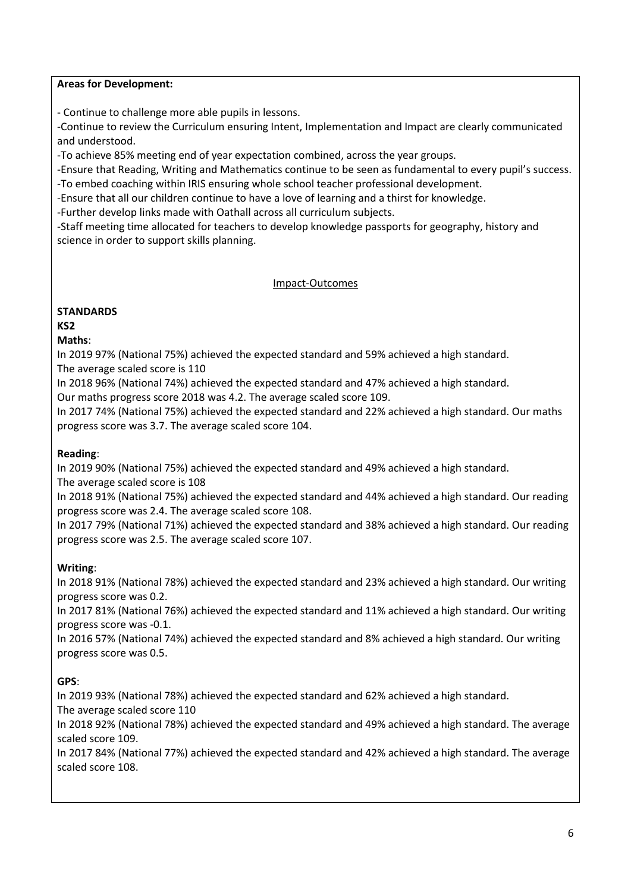**Areas for Development:**

- Continue to challenge more able pupils in lessons.
- Continue to review the Curriculum ensuring Intent, Implementation and Impact are clearly communicated and understood.
- To achieve 85% meeting end of year expectation combined, across the year groups.
- Ensure that Reading, Writing and Mathematics continue to be seen as fundamental to every pupil's success.
- To embed coaching within IRIS ensuring whole school teacher professional development.
- Ensure that all our children continue to have a love of learning and a thirst for knowledge.
- Further develop links made with Oathall across all curriculum subjects.
- Staff meeting time allocated for teachers to develop knowledge passports for geography, history and science in order to support skills planning.

## Impact-Outcomes

**STANDARDS**

**KS2**

**Maths**:

In 2019 97% (National 75%) achieved the expected standard and 59% achieved a high standard.
The average scaled score is 110

In 2018 96% (National 74%) achieved the expected standard and 47% achieved a high standard.
Our maths progress score 2018 was 4.2. The average scaled score 109.

In 2017 74% (National 75%) achieved the expected standard and 22% achieved a high standard. Our maths progress score was 3.7. The average scaled score 104.

**Reading**:

In 2019 90% (National 75%) achieved the expected standard and 49% achieved a high standard.
The average scaled score is 108

In 2018 91% (National 75%) achieved the expected standard and 44% achieved a high standard. Our reading progress score was 2.4. The average scaled score 108.

In 2017 79% (National 71%) achieved the expected standard and 38% achieved a high standard. Our reading progress score was 2.5. The average scaled score 107.

**Writing**:

In 2018 91% (National 78%) achieved the expected standard and 23% achieved a high standard. Our writing progress score was 0.2.

In 2017 81% (National 76%) achieved the expected standard and 11% achieved a high standard. Our writing progress score was -0.1.

In 2016 57% (National 74%) achieved the expected standard and 8% achieved a high standard. Our writing progress score was 0.5.

**GPS**:

In 2019 93% (National 78%) achieved the expected standard and 62% achieved a high standard.
The average scaled score 110

In 2018 92% (National 78%) achieved the expected standard and 49% achieved a high standard. The average scaled score 109.

In 2017 84% (National 77%) achieved the expected standard and 42% achieved a high standard. The average scaled score 108.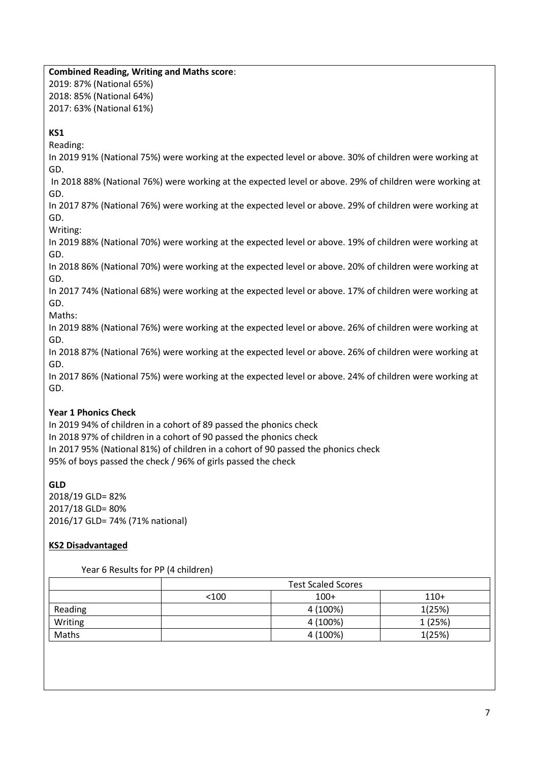**Combined Reading, Writing and Maths score**:
2019: 87% (National 65%)
2018: 85% (National 64%)
2017: 63% (National 61%)

**KS1**

Reading:
In 2019 91% (National 75%) were working at the expected level or above. 30% of children were working at GD.
In 2018 88% (National 76%) were working at the expected level or above. 29% of children were working at GD.
In 2017 87% (National 76%) were working at the expected level or above. 29% of children were working at GD.

Writing:
In 2019 88% (National 70%) were working at the expected level or above. 19% of children were working at GD.
In 2018 86% (National 70%) were working at the expected level or above. 20% of children were working at GD.
In 2017 74% (National 68%) were working at the expected level or above. 17% of children were working at GD.

Maths:
In 2019 88% (National 76%) were working at the expected level or above. 26% of children were working at GD.
In 2018 87% (National 76%) were working at the expected level or above. 26% of children were working at GD.
In 2017 86% (National 75%) were working at the expected level or above. 24% of children were working at GD.

**Year 1 Phonics Check**

In 2019 94% of children in a cohort of 89 passed the phonics check
In 2018 97% of children in a cohort of 90 passed the phonics check
In 2017 95% (National 81%) of children in a cohort of 90 passed the phonics check
95% of boys passed the check / 96% of girls passed the check

**GLD**

2018/19 GLD= 82%
2017/18 GLD= 80%
2016/17 GLD= 74% (71% national)

**KS2 Disadvantaged**

Year 6 Results for PP (4 children)

| | Test Scaled Scores | | |
|---|---|---|---|
| | <100 | 100+ | 110+ |
| Reading | | 4 (100%) | 1(25%) |
| Writing | | 4 (100%) | 1 (25%) |
| Maths | | 4 (100%) | 1(25%) |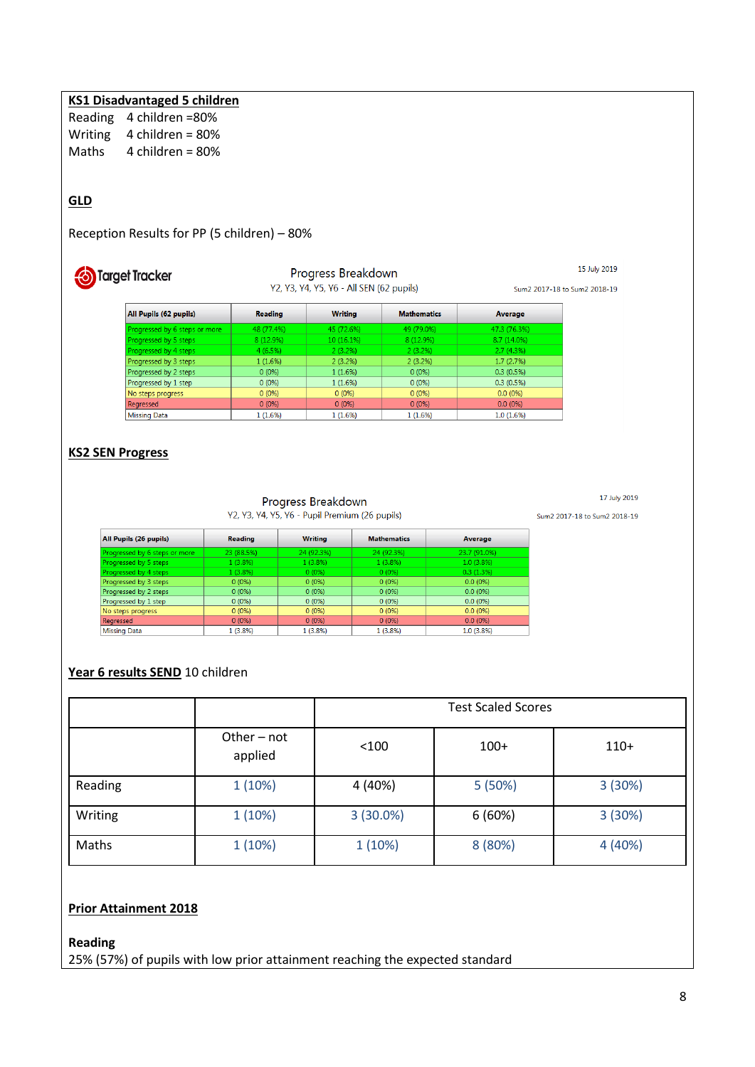**KS1 Disadvantaged 5 children**

Reading 4 children =80%
Writing 4 children = 80%
Maths 4 children = 80%

**GLD**

Reception Results for PP (5 children) – 80%

Target Tracker

Progress Breakdown

Y2, Y3, Y4, Y5, Y6 - All SEN (62 pupils)

15 July 2019

Sum2 2017-18 to Sum2 2018-19

| All Pupils (62 pupils) | Reading | Writing | Mathematics | Average |
|---|---|---|---|---|
| Progressed by 6 steps or more | 48 (77.4%) | 45 (72.6%) | 49 (79.0%) | 47.3 (76.3%) |
| Progressed by 5 steps | 8 (12.9%) | 10 (16.1%) | 8 (12.9%) | 8.7 (14.0%) |
| Progressed by 4 steps | 4 (6.5%) | 2 (3.2%) | 2 (3.2%) | 2.7 (4.3%) |
| Progressed by 3 steps | 1 (1.6%) | 2 (3.2%) | 2 (3.2%) | 1.7 (2.7%) |
| Progressed by 2 steps | 0 (0%) | 1 (1.6%) | 0 (0%) | 0.3 (0.5%) |
| Progressed by 1 step | 0 (0%) | 1 (1.6%) | 0 (0%) | 0.3 (0.5%) |
| No steps progress | 0 (0%) | 0 (0%) | 0 (0%) | 0.0 (0%) |
| Regressed | 0 (0%) | 0 (0%) | 0 (0%) | 0.0 (0%) |
| Missing Data | 1 (1.6%) | 1 (1.6%) | 1 (1.6%) | 1.0 (1.6%) |

**KS2 SEN Progress**

Progress Breakdown

Y2, Y3, Y4, Y5, Y6 - Pupil Premium (26 pupils)

17 July 2019

Sum2 2017-18 to Sum2 2018-19

| All Pupils (26 pupils) | Reading | Writing | Mathematics | Average |
|---|---|---|---|---|
| Progressed by 6 steps or more | 23 (88.5%) | 24 (92.3%) | 24 (92.3%) | 23.7 (91.0%) |
| Progressed by 5 steps | 1 (3.8%) | 1 (3.8%) | 1 (3.8%) | 1.0 (3.8%) |
| Progressed by 4 steps | 1 (3.8%) | 0 (0%) | 0 (0%) | 0.3 (1.3%) |
| Progressed by 3 steps | 0 (0%) | 0 (0%) | 0 (0%) | 0.0 (0%) |
| Progressed by 2 steps | 0 (0%) | 0 (0%) | 0 (0%) | 0.0 (0%) |
| Progressed by 1 step | 0 (0%) | 0 (0%) | 0 (0%) | 0.0 (0%) |
| No steps progress | 0 (0%) | 0 (0%) | 0 (0%) | 0.0 (0%) |
| Regressed | 0 (0%) | 0 (0%) | 0 (0%) | 0.0 (0%) |
| Missing Data | 1 (3.8%) | 1 (3.8%) | 1 (3.8%) | 1.0 (3.8%) |

**Year 6 results SEND** 10 children

| | | Test Scaled Scores | | |
|---|---|---|---|---|
| | Other – not applied | <100 | 100+ | 110+ |
| Reading | 1 (10%) | 4 (40%) | 5 (50%) | 3 (30%) |
| Writing | 1 (10%) | 3 (30.0%) | 6 (60%) | 3 (30%) |
| Maths | 1 (10%) | 1 (10%) | 8 (80%) | 4 (40%) |

**Prior Attainment 2018**

**Reading**

25% (57%) of pupils with low prior attainment reaching the expected standard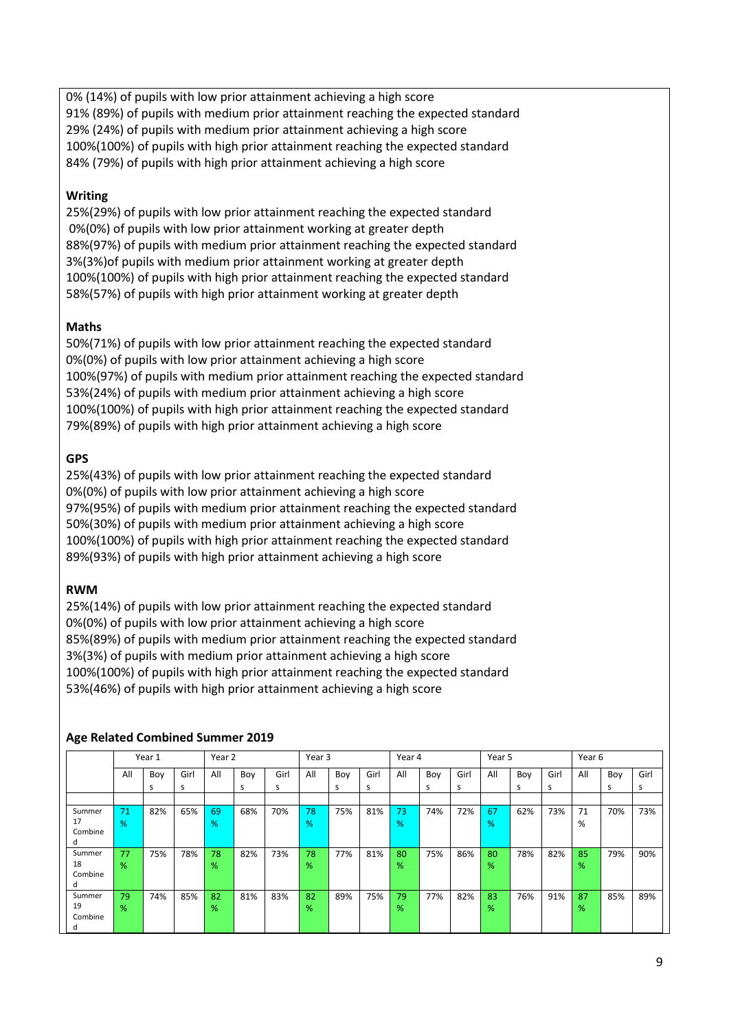0% (14%) of pupils with low prior attainment achieving a high score
91% (89%) of pupils with medium prior attainment reaching the expected standard
29% (24%) of pupils with medium prior attainment achieving a high score
100%(100%) of pupils with high prior attainment reaching the expected standard
84% (79%) of pupils with high prior attainment achieving a high score

**Writing**

25%(29%) of pupils with low prior attainment reaching the expected standard
0%(0%) of pupils with low prior attainment working at greater depth
88%(97%) of pupils with medium prior attainment reaching the expected standard
3%(3%)of pupils with medium prior attainment working at greater depth
100%(100%) of pupils with high prior attainment reaching the expected standard
58%(57%) of pupils with high prior attainment working at greater depth

**Maths**

50%(71%) of pupils with low prior attainment reaching the expected standard
0%(0%) of pupils with low prior attainment achieving a high score
100%(97%) of pupils with medium prior attainment reaching the expected standard
53%(24%) of pupils with medium prior attainment achieving a high score
100%(100%) of pupils with high prior attainment reaching the expected standard
79%(89%) of pupils with high prior attainment achieving a high score

**GPS**

25%(43%) of pupils with low prior attainment reaching the expected standard
0%(0%) of pupils with low prior attainment achieving a high score
97%(95%) of pupils with medium prior attainment reaching the expected standard
50%(30%) of pupils with medium prior attainment achieving a high score
100%(100%) of pupils with high prior attainment reaching the expected standard
89%(93%) of pupils with high prior attainment achieving a high score

**RWM**

25%(14%) of pupils with low prior attainment reaching the expected standard
0%(0%) of pupils with low prior attainment achieving a high score
85%(89%) of pupils with medium prior attainment reaching the expected standard
3%(3%) of pupils with medium prior attainment achieving a high score
100%(100%) of pupils with high prior attainment reaching the expected standard
53%(46%) of pupils with high prior attainment achieving a high score

**Age Related Combined Summer 2019**

| | Year 1 | | | Year 2 | | | Year 3 | | | Year 4 | | | Year 5 | | | Year 6 | | |
|---|---|---|---|---|---|---|---|---|---|---|---|---|---|---|---|---|---|---|
| | All | Boys | Girls | All | Boys | Girls | All | Boys | Girls | All | Boys | Girls | All | Boys | Girls | All | Boys | Girls |
| Summer 17 Combined | 71% | 82% | 65% | 69% | 68% | 70% | 78% | 75% | 81% | 73% | 74% | 72% | 67% | 62% | 73% | 71% | 70% | 73% |
| Summer 18 Combined | 77% | 75% | 78% | 78% | 82% | 73% | 78% | 77% | 81% | 80% | 75% | 86% | 80% | 78% | 82% | 85% | 79% | 90% |
| Summer 19 Combined | 79% | 74% | 85% | 82% | 81% | 83% | 82% | 89% | 75% | 79% | 77% | 82% | 83% | 76% | 91% | 87% | 85% | 89% |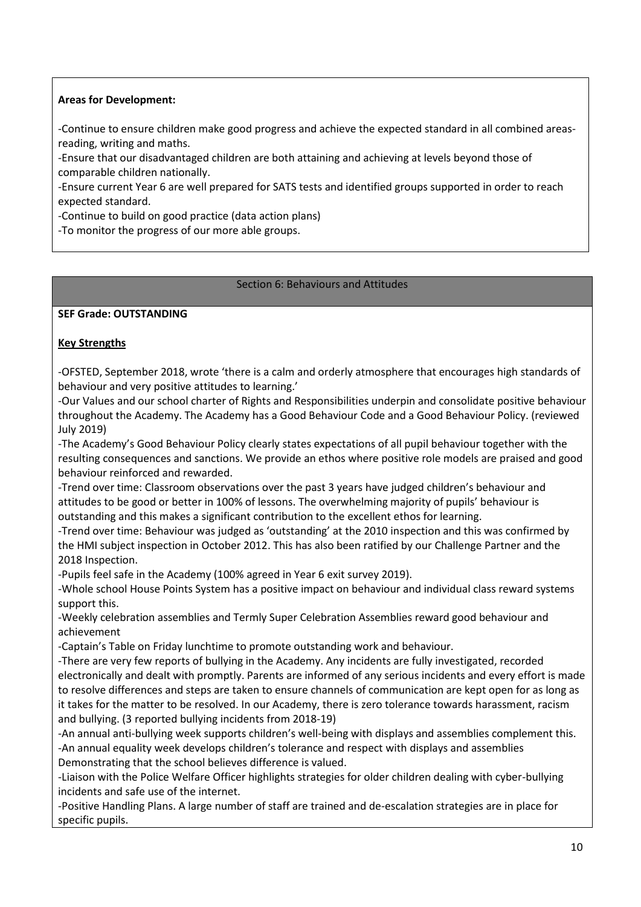**Areas for Development:**

-Continue to ensure children make good progress and achieve the expected standard in all combined areas- reading, writing and maths.
-Ensure that our disadvantaged children are both attaining and achieving at levels beyond those of comparable children nationally.
-Ensure current Year 6 are well prepared for SATS tests and identified groups supported in order to reach expected standard.
-Continue to build on good practice (data action plans)
-To monitor the progress of our more able groups.

## Section 6: Behaviours and Attitudes

**SEF Grade: OUTSTANDING**

**Key Strengths**

-OFSTED, September 2018, wrote 'there is a calm and orderly atmosphere that encourages high standards of behaviour and very positive attitudes to learning.'
-Our Values and our school charter of Rights and Responsibilities underpin and consolidate positive behaviour throughout the Academy. The Academy has a Good Behaviour Code and a Good Behaviour Policy. (reviewed July 2019)
-The Academy's Good Behaviour Policy clearly states expectations of all pupil behaviour together with the resulting consequences and sanctions. We provide an ethos where positive role models are praised and good behaviour reinforced and rewarded.
-Trend over time: Classroom observations over the past 3 years have judged children's behaviour and attitudes to be good or better in 100% of lessons. The overwhelming majority of pupils' behaviour is outstanding and this makes a significant contribution to the excellent ethos for learning.
-Trend over time: Behaviour was judged as 'outstanding' at the 2010 inspection and this was confirmed by the HMI subject inspection in October 2012. This has also been ratified by our Challenge Partner and the 2018 Inspection.
-Pupils feel safe in the Academy (100% agreed in Year 6 exit survey 2019).
-Whole school House Points System has a positive impact on behaviour and individual class reward systems support this.
-Weekly celebration assemblies and Termly Super Celebration Assemblies reward good behaviour and achievement
-Captain's Table on Friday lunchtime to promote outstanding work and behaviour.
-There are very few reports of bullying in the Academy. Any incidents are fully investigated, recorded electronically and dealt with promptly. Parents are informed of any serious incidents and every effort is made to resolve differences and steps are taken to ensure channels of communication are kept open for as long as it takes for the matter to be resolved. In our Academy, there is zero tolerance towards harassment, racism and bullying. (3 reported bullying incidents from 2018-19)
-An annual anti-bullying week supports children's well-being with displays and assemblies complement this.
-An annual equality week develops children's tolerance and respect with displays and assemblies Demonstrating that the school believes difference is valued.
-Liaison with the Police Welfare Officer highlights strategies for older children dealing with cyber-bullying incidents and safe use of the internet.
-Positive Handling Plans. A large number of staff are trained and de-escalation strategies are in place for specific pupils.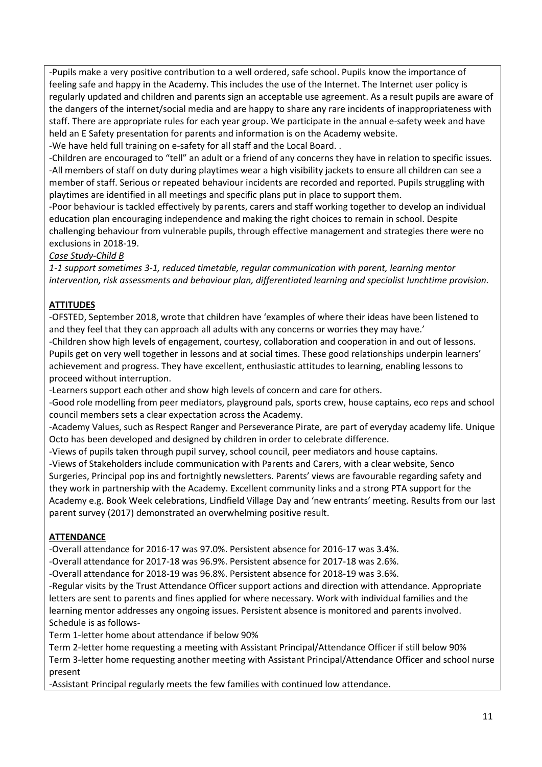-Pupils make a very positive contribution to a well ordered, safe school. Pupils know the importance of feeling safe and happy in the Academy. This includes the use of the Internet. The Internet user policy is regularly updated and children and parents sign an acceptable use agreement. As a result pupils are aware of the dangers of the internet/social media and are happy to share any rare incidents of inappropriateness with staff. There are appropriate rules for each year group. We participate in the annual e-safety week and have held an E Safety presentation for parents and information is on the Academy website.

-We have held full training on e-safety for all staff and the Local Board. .

-Children are encouraged to "tell" an adult or a friend of any concerns they have in relation to specific issues.

-All members of staff on duty during playtimes wear a high visibility jackets to ensure all children can see a member of staff. Serious or repeated behaviour incidents are recorded and reported. Pupils struggling with playtimes are identified in all meetings and specific plans put in place to support them.

-Poor behaviour is tackled effectively by parents, carers and staff working together to develop an individual education plan encouraging independence and making the right choices to remain in school. Despite challenging behaviour from vulnerable pupils, through effective management and strategies there were no exclusions in 2018-19.

*Case Study-Child B*

*1-1 support sometimes 3-1, reduced timetable, regular communication with parent, learning mentor intervention, risk assessments and behaviour plan, differentiated learning and specialist lunchtime provision.*

**ATTITUDES**

-OFSTED, September 2018, wrote that children have 'examples of where their ideas have been listened to and they feel that they can approach all adults with any concerns or worries they may have.'

-Children show high levels of engagement, courtesy, collaboration and cooperation in and out of lessons. Pupils get on very well together in lessons and at social times. These good relationships underpin learners' achievement and progress. They have excellent, enthusiastic attitudes to learning, enabling lessons to proceed without interruption.

-Learners support each other and show high levels of concern and care for others.

-Good role modelling from peer mediators, playground pals, sports crew, house captains, eco reps and school council members sets a clear expectation across the Academy.

-Academy Values, such as Respect Ranger and Perseverance Pirate, are part of everyday academy life. Unique Octo has been developed and designed by children in order to celebrate difference.

-Views of pupils taken through pupil survey, school council, peer mediators and house captains.

-Views of Stakeholders include communication with Parents and Carers, with a clear website, Senco Surgeries, Principal pop ins and fortnightly newsletters. Parents' views are favourable regarding safety and they work in partnership with the Academy. Excellent community links and a strong PTA support for the Academy e.g. Book Week celebrations, Lindfield Village Day and 'new entrants' meeting. Results from our last parent survey (2017) demonstrated an overwhelming positive result.

**ATTENDANCE**

-Overall attendance for 2016-17 was 97.0%. Persistent absence for 2016-17 was 3.4%.

-Overall attendance for 2017-18 was 96.9%. Persistent absence for 2017-18 was 2.6%.

-Overall attendance for 2018-19 was 96.8%. Persistent absence for 2018-19 was 3.6%.

-Regular visits by the Trust Attendance Officer support actions and direction with attendance. Appropriate letters are sent to parents and fines applied for where necessary. Work with individual families and the learning mentor addresses any ongoing issues. Persistent absence is monitored and parents involved. Schedule is as follows-

Term 1-letter home about attendance if below 90%

Term 2-letter home requesting a meeting with Assistant Principal/Attendance Officer if still below 90%

Term 3-letter home requesting another meeting with Assistant Principal/Attendance Officer and school nurse present

-Assistant Principal regularly meets the few families with continued low attendance.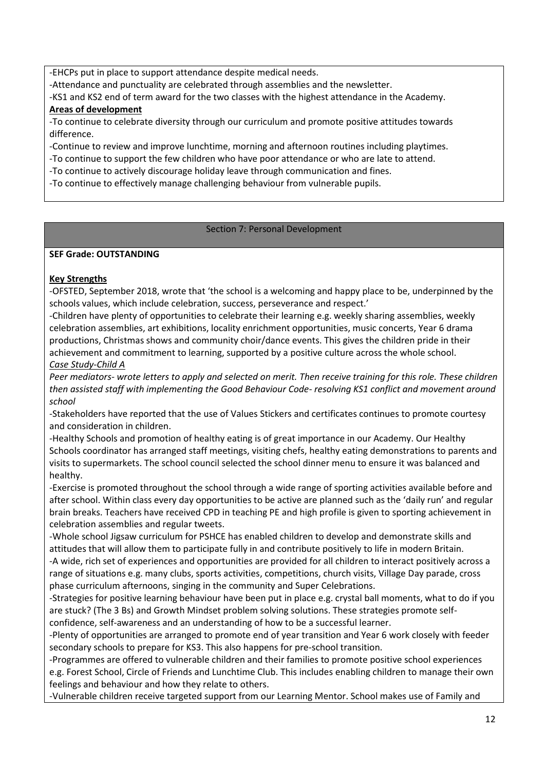-EHCPs put in place to support attendance despite medical needs.

-Attendance and punctuality are celebrated through assemblies and the newsletter.

-KS1 and KS2 end of term award for the two classes with the highest attendance in the Academy.

**Areas of development**

-To continue to celebrate diversity through our curriculum and promote positive attitudes towards difference.

-Continue to review and improve lunchtime, morning and afternoon routines including playtimes.

-To continue to support the few children who have poor attendance or who are late to attend.

-To continue to actively discourage holiday leave through communication and fines.

-To continue to effectively manage challenging behaviour from vulnerable pupils.

## Section 7: Personal Development

**SEF Grade: OUTSTANDING**

**Key Strengths**

-OFSTED, September 2018, wrote that 'the school is a welcoming and happy place to be, underpinned by the schools values, which include celebration, success, perseverance and respect.'

-Children have plenty of opportunities to celebrate their learning e.g. weekly sharing assemblies, weekly celebration assemblies, art exhibitions, locality enrichment opportunities, music concerts, Year 6 drama productions, Christmas shows and community choir/dance events. This gives the children pride in their achievement and commitment to learning, supported by a positive culture across the whole school.

*Case Study-Child A*

*Peer mediators- wrote letters to apply and selected on merit. Then receive training for this role. These children then assisted staff with implementing the Good Behaviour Code- resolving KS1 conflict and movement around school*

-Stakeholders have reported that the use of Values Stickers and certificates continues to promote courtesy and consideration in children.

-Healthy Schools and promotion of healthy eating is of great importance in our Academy. Our Healthy Schools coordinator has arranged staff meetings, visiting chefs, healthy eating demonstrations to parents and visits to supermarkets. The school council selected the school dinner menu to ensure it was balanced and healthy.

-Exercise is promoted throughout the school through a wide range of sporting activities available before and after school. Within class every day opportunities to be active are planned such as the 'daily run' and regular brain breaks. Teachers have received CPD in teaching PE and high profile is given to sporting achievement in celebration assemblies and regular tweets.

-Whole school Jigsaw curriculum for PSHCE has enabled children to develop and demonstrate skills and attitudes that will allow them to participate fully in and contribute positively to life in modern Britain.

-A wide, rich set of experiences and opportunities are provided for all children to interact positively across a range of situations e.g. many clubs, sports activities, competitions, church visits, Village Day parade, cross phase curriculum afternoons, singing in the community and Super Celebrations.

-Strategies for positive learning behaviour have been put in place e.g. crystal ball moments, what to do if you are stuck? (The 3 Bs) and Growth Mindset problem solving solutions. These strategies promote self-confidence, self-awareness and an understanding of how to be a successful learner.

-Plenty of opportunities are arranged to promote end of year transition and Year 6 work closely with feeder secondary schools to prepare for KS3. This also happens for pre-school transition.

-Programmes are offered to vulnerable children and their families to promote positive school experiences e.g. Forest School, Circle of Friends and Lunchtime Club. This includes enabling children to manage their own feelings and behaviour and how they relate to others.

-Vulnerable children receive targeted support from our Learning Mentor. School makes use of Family and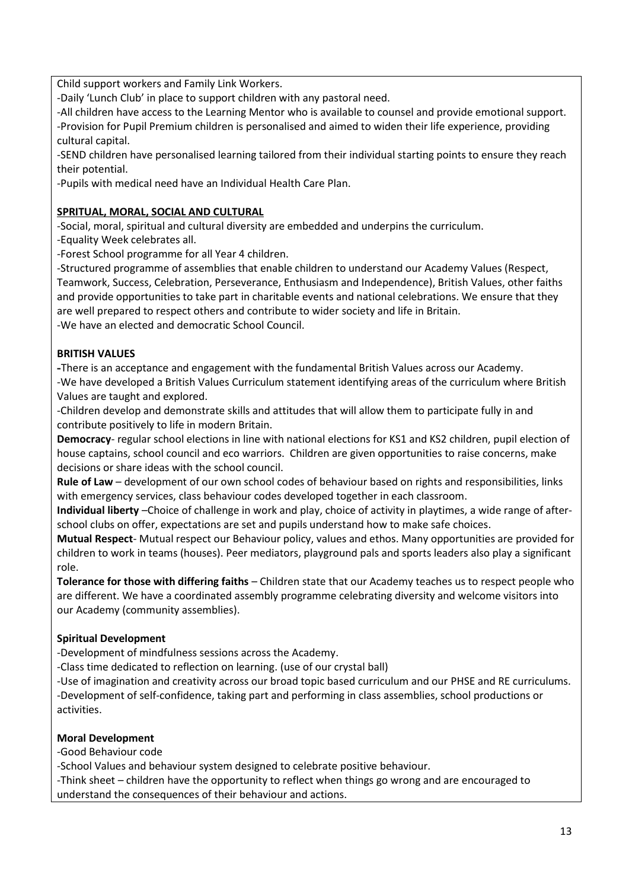Child support workers and Family Link Workers.

-Daily 'Lunch Club' in place to support children with any pastoral need.

-All children have access to the Learning Mentor who is available to counsel and provide emotional support.

-Provision for Pupil Premium children is personalised and aimed to widen their life experience, providing cultural capital.

-SEND children have personalised learning tailored from their individual starting points to ensure they reach their potential.

-Pupils with medical need have an Individual Health Care Plan.

**SPRITUAL, MORAL, SOCIAL AND CULTURAL**

-Social, moral, spiritual and cultural diversity are embedded and underpins the curriculum.

-Equality Week celebrates all.

-Forest School programme for all Year 4 children.

-Structured programme of assemblies that enable children to understand our Academy Values (Respect, Teamwork, Success, Celebration, Perseverance, Enthusiasm and Independence), British Values, other faiths and provide opportunities to take part in charitable events and national celebrations. We ensure that they are well prepared to respect others and contribute to wider society and life in Britain.

-We have an elected and democratic School Council.

**BRITISH VALUES**

**-**There is an acceptance and engagement with the fundamental British Values across our Academy.

-We have developed a British Values Curriculum statement identifying areas of the curriculum where British Values are taught and explored.

-Children develop and demonstrate skills and attitudes that will allow them to participate fully in and contribute positively to life in modern Britain.

**Democracy**- regular school elections in line with national elections for KS1 and KS2 children, pupil election of house captains, school council and eco warriors. Children are given opportunities to raise concerns, make decisions or share ideas with the school council.

**Rule of Law** – development of our own school codes of behaviour based on rights and responsibilities, links with emergency services, class behaviour codes developed together in each classroom.

**Individual liberty** –Choice of challenge in work and play, choice of activity in playtimes, a wide range of after-school clubs on offer, expectations are set and pupils understand how to make safe choices.

**Mutual Respect**- Mutual respect our Behaviour policy, values and ethos. Many opportunities are provided for children to work in teams (houses). Peer mediators, playground pals and sports leaders also play a significant role.

**Tolerance for those with differing faiths** – Children state that our Academy teaches us to respect people who are different. We have a coordinated assembly programme celebrating diversity and welcome visitors into our Academy (community assemblies).

**Spiritual Development**

-Development of mindfulness sessions across the Academy.

-Class time dedicated to reflection on learning. (use of our crystal ball)

-Use of imagination and creativity across our broad topic based curriculum and our PHSE and RE curriculums.

-Development of self-confidence, taking part and performing in class assemblies, school productions or activities.

**Moral Development**

-Good Behaviour code

-School Values and behaviour system designed to celebrate positive behaviour.

-Think sheet – children have the opportunity to reflect when things go wrong and are encouraged to understand the consequences of their behaviour and actions.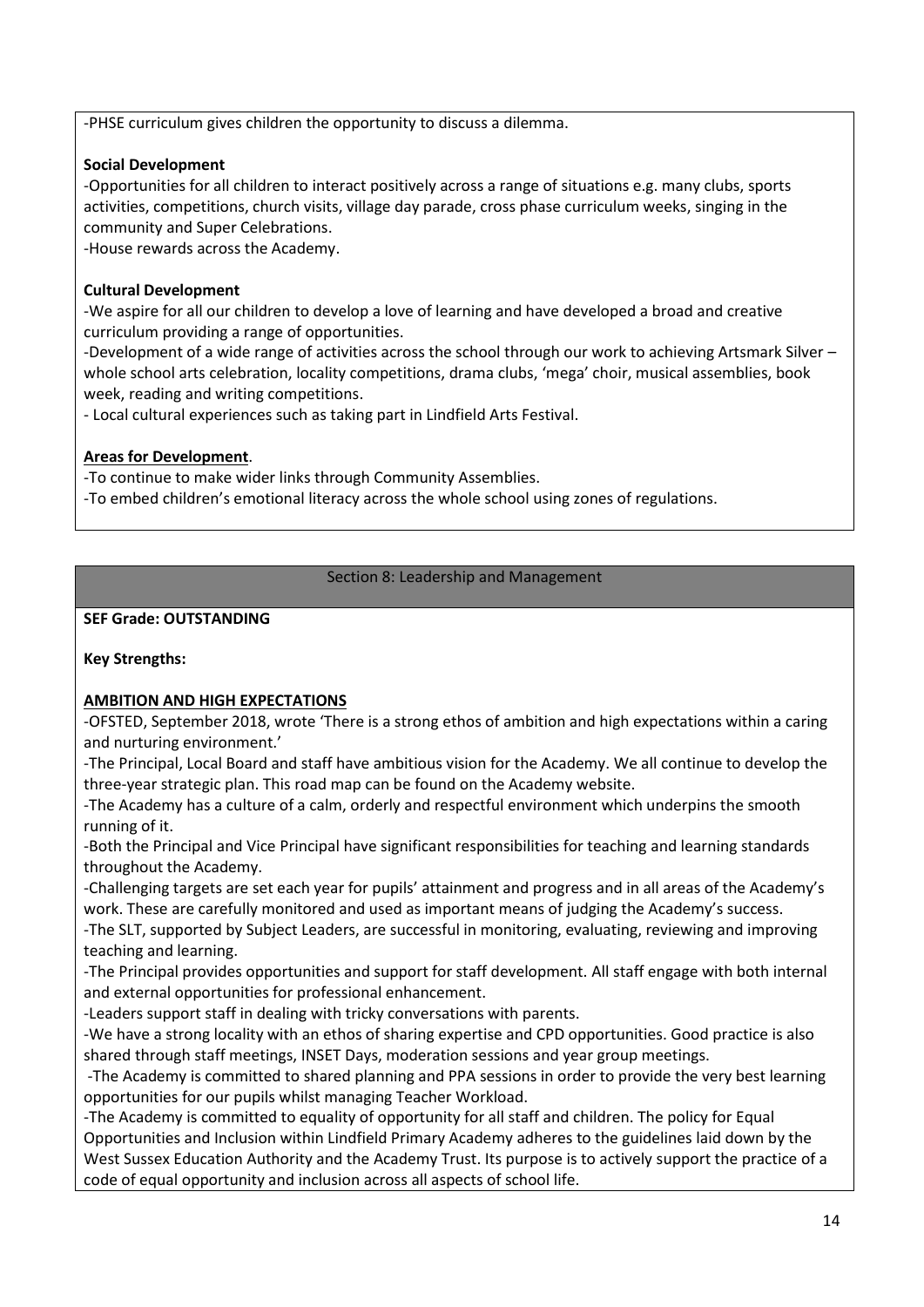-PHSE curriculum gives children the opportunity to discuss a dilemma.

**Social Development**

-Opportunities for all children to interact positively across a range of situations e.g. many clubs, sports activities, competitions, church visits, village day parade, cross phase curriculum weeks, singing in the community and Super Celebrations.

-House rewards across the Academy.

**Cultural Development**

-We aspire for all our children to develop a love of learning and have developed a broad and creative curriculum providing a range of opportunities.

-Development of a wide range of activities across the school through our work to achieving Artsmark Silver – whole school arts celebration, locality competitions, drama clubs, 'mega' choir, musical assemblies, book week, reading and writing competitions.

- Local cultural experiences such as taking part in Lindfield Arts Festival.

**Areas for Development**.

-To continue to make wider links through Community Assemblies.

-To embed children's emotional literacy across the whole school using zones of regulations.

## Section 8: Leadership and Management

**SEF Grade: OUTSTANDING**

**Key Strengths:**

**AMBITION AND HIGH EXPECTATIONS**

-OFSTED, September 2018, wrote 'There is a strong ethos of ambition and high expectations within a caring and nurturing environment.'

-The Principal, Local Board and staff have ambitious vision for the Academy. We all continue to develop the three-year strategic plan. This road map can be found on the Academy website.

-The Academy has a culture of a calm, orderly and respectful environment which underpins the smooth running of it.

-Both the Principal and Vice Principal have significant responsibilities for teaching and learning standards throughout the Academy.

-Challenging targets are set each year for pupils' attainment and progress and in all areas of the Academy's work. These are carefully monitored and used as important means of judging the Academy's success.

-The SLT, supported by Subject Leaders, are successful in monitoring, evaluating, reviewing and improving teaching and learning.

-The Principal provides opportunities and support for staff development. All staff engage with both internal and external opportunities for professional enhancement.

-Leaders support staff in dealing with tricky conversations with parents.

-We have a strong locality with an ethos of sharing expertise and CPD opportunities. Good practice is also shared through staff meetings, INSET Days, moderation sessions and year group meetings.

-The Academy is committed to shared planning and PPA sessions in order to provide the very best learning opportunities for our pupils whilst managing Teacher Workload.

-The Academy is committed to equality of opportunity for all staff and children. The policy for Equal Opportunities and Inclusion within Lindfield Primary Academy adheres to the guidelines laid down by the West Sussex Education Authority and the Academy Trust. Its purpose is to actively support the practice of a code of equal opportunity and inclusion across all aspects of school life.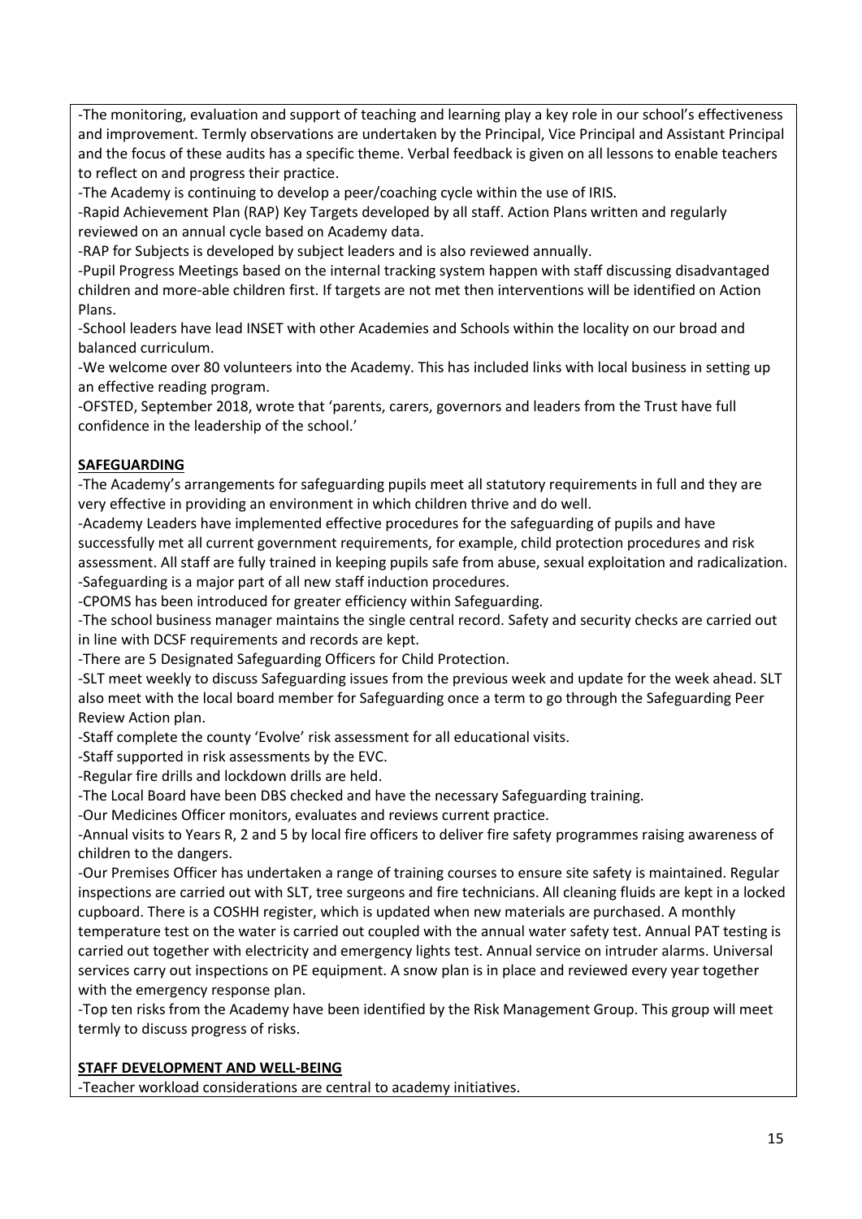-The monitoring, evaluation and support of teaching and learning play a key role in our school's effectiveness and improvement. Termly observations are undertaken by the Principal, Vice Principal and Assistant Principal and the focus of these audits has a specific theme. Verbal feedback is given on all lessons to enable teachers to reflect on and progress their practice.

-The Academy is continuing to develop a peer/coaching cycle within the use of IRIS.

-Rapid Achievement Plan (RAP) Key Targets developed by all staff. Action Plans written and regularly reviewed on an annual cycle based on Academy data.

-RAP for Subjects is developed by subject leaders and is also reviewed annually.

-Pupil Progress Meetings based on the internal tracking system happen with staff discussing disadvantaged children and more-able children first. If targets are not met then interventions will be identified on Action Plans.

-School leaders have lead INSET with other Academies and Schools within the locality on our broad and balanced curriculum.

-We welcome over 80 volunteers into the Academy. This has included links with local business in setting up an effective reading program.

-OFSTED, September 2018, wrote that 'parents, carers, governors and leaders from the Trust have full confidence in the leadership of the school.'

**SAFEGUARDING**

-The Academy's arrangements for safeguarding pupils meet all statutory requirements in full and they are very effective in providing an environment in which children thrive and do well.

-Academy Leaders have implemented effective procedures for the safeguarding of pupils and have successfully met all current government requirements, for example, child protection procedures and risk assessment. All staff are fully trained in keeping pupils safe from abuse, sexual exploitation and radicalization.

-Safeguarding is a major part of all new staff induction procedures.

-CPOMS has been introduced for greater efficiency within Safeguarding.

-The school business manager maintains the single central record. Safety and security checks are carried out in line with DCSF requirements and records are kept.

-There are 5 Designated Safeguarding Officers for Child Protection.

-SLT meet weekly to discuss Safeguarding issues from the previous week and update for the week ahead. SLT also meet with the local board member for Safeguarding once a term to go through the Safeguarding Peer Review Action plan.

-Staff complete the county 'Evolve' risk assessment for all educational visits.

-Staff supported in risk assessments by the EVC.

-Regular fire drills and lockdown drills are held.

-The Local Board have been DBS checked and have the necessary Safeguarding training.

-Our Medicines Officer monitors, evaluates and reviews current practice.

-Annual visits to Years R, 2 and 5 by local fire officers to deliver fire safety programmes raising awareness of children to the dangers.

-Our Premises Officer has undertaken a range of training courses to ensure site safety is maintained. Regular inspections are carried out with SLT, tree surgeons and fire technicians. All cleaning fluids are kept in a locked cupboard. There is a COSHH register, which is updated when new materials are purchased. A monthly temperature test on the water is carried out coupled with the annual water safety test. Annual PAT testing is carried out together with electricity and emergency lights test. Annual service on intruder alarms. Universal services carry out inspections on PE equipment. A snow plan is in place and reviewed every year together with the emergency response plan.

-Top ten risks from the Academy have been identified by the Risk Management Group. This group will meet termly to discuss progress of risks.

**STAFF DEVELOPMENT AND WELL-BEING**

-Teacher workload considerations are central to academy initiatives.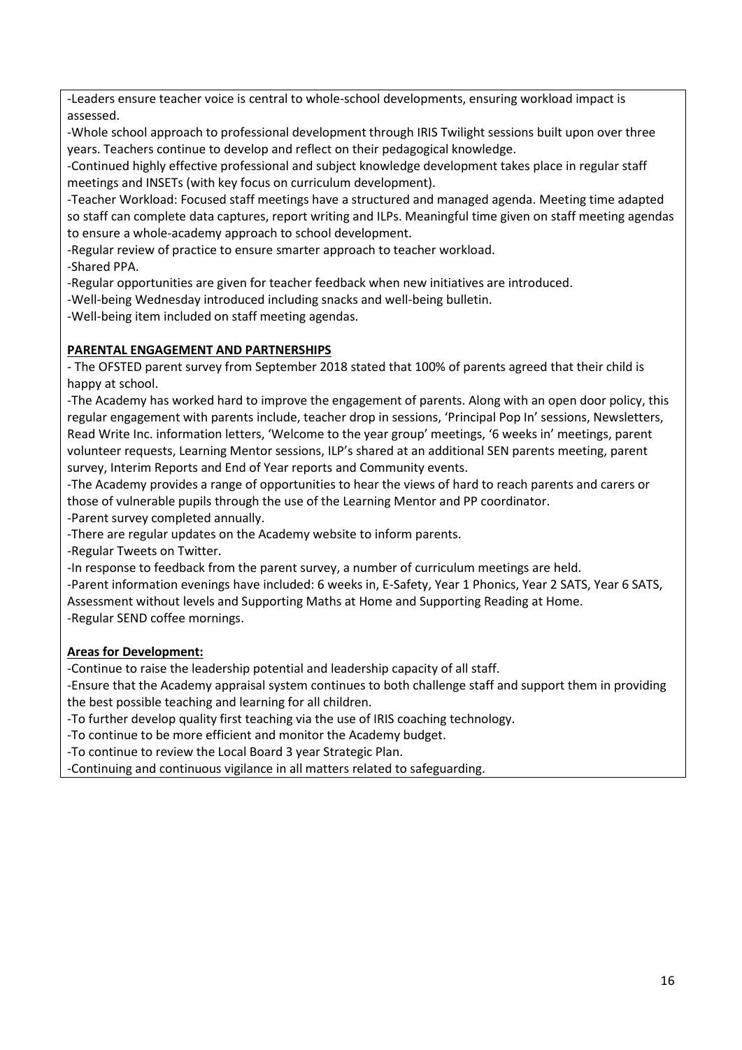-Leaders ensure teacher voice is central to whole-school developments, ensuring workload impact is assessed.

-Whole school approach to professional development through IRIS Twilight sessions built upon over three years. Teachers continue to develop and reflect on their pedagogical knowledge.

-Continued highly effective professional and subject knowledge development takes place in regular staff meetings and INSETs (with key focus on curriculum development).

-Teacher Workload: Focused staff meetings have a structured and managed agenda. Meeting time adapted so staff can complete data captures, report writing and ILPs. Meaningful time given on staff meeting agendas to ensure a whole-academy approach to school development.

-Regular review of practice to ensure smarter approach to teacher workload.

-Shared PPA.

-Regular opportunities are given for teacher feedback when new initiatives are introduced.

-Well-being Wednesday introduced including snacks and well-being bulletin.

-Well-being item included on staff meeting agendas.

**PARENTAL ENGAGEMENT AND PARTNERSHIPS**

- The OFSTED parent survey from September 2018 stated that 100% of parents agreed that their child is happy at school.

-The Academy has worked hard to improve the engagement of parents. Along with an open door policy, this regular engagement with parents include, teacher drop in sessions, 'Principal Pop In' sessions, Newsletters, Read Write Inc. information letters, 'Welcome to the year group' meetings, '6 weeks in' meetings, parent volunteer requests, Learning Mentor sessions, ILP's shared at an additional SEN parents meeting, parent survey, Interim Reports and End of Year reports and Community events.

-The Academy provides a range of opportunities to hear the views of hard to reach parents and carers or those of vulnerable pupils through the use of the Learning Mentor and PP coordinator.

-Parent survey completed annually.

-There are regular updates on the Academy website to inform parents.

-Regular Tweets on Twitter.

-In response to feedback from the parent survey, a number of curriculum meetings are held.

-Parent information evenings have included: 6 weeks in, E-Safety, Year 1 Phonics, Year 2 SATS, Year 6 SATS, Assessment without levels and Supporting Maths at Home and Supporting Reading at Home.

-Regular SEND coffee mornings.

**Areas for Development:**

-Continue to raise the leadership potential and leadership capacity of all staff.

-Ensure that the Academy appraisal system continues to both challenge staff and support them in providing the best possible teaching and learning for all children.

-To further develop quality first teaching via the use of IRIS coaching technology.

-To continue to be more efficient and monitor the Academy budget.

-To continue to review the Local Board 3 year Strategic Plan.

-Continuing and continuous vigilance in all matters related to safeguarding.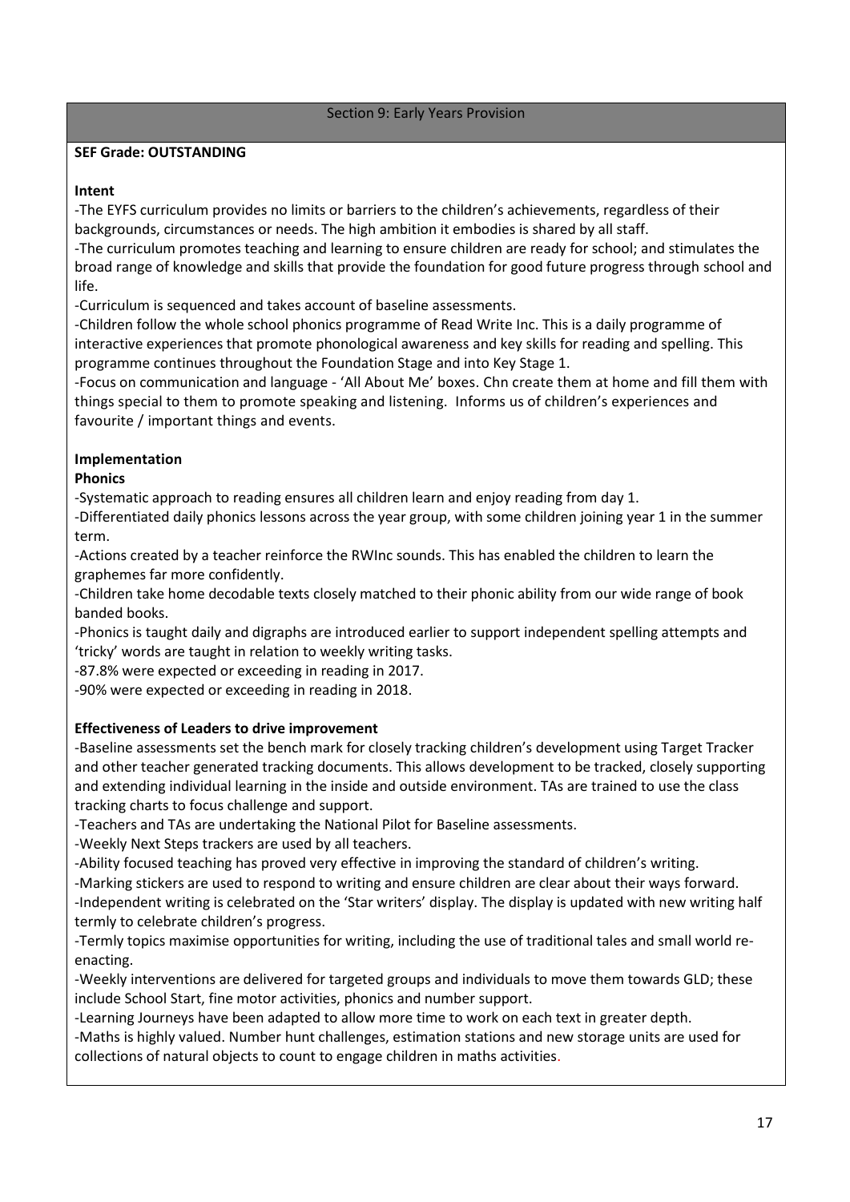## Section 9: Early Years Provision

**SEF Grade: OUTSTANDING**

**Intent**

-The EYFS curriculum provides no limits or barriers to the children's achievements, regardless of their backgrounds, circumstances or needs. The high ambition it embodies is shared by all staff.

-The curriculum promotes teaching and learning to ensure children are ready for school; and stimulates the broad range of knowledge and skills that provide the foundation for good future progress through school and life.

-Curriculum is sequenced and takes account of baseline assessments.

-Children follow the whole school phonics programme of Read Write Inc. This is a daily programme of interactive experiences that promote phonological awareness and key skills for reading and spelling. This programme continues throughout the Foundation Stage and into Key Stage 1.

-Focus on communication and language - 'All About Me' boxes. Chn create them at home and fill them with things special to them to promote speaking and listening. Informs us of children's experiences and favourite / important things and events.

**Implementation**

**Phonics**

-Systematic approach to reading ensures all children learn and enjoy reading from day 1.

-Differentiated daily phonics lessons across the year group, with some children joining year 1 in the summer term.

-Actions created by a teacher reinforce the RWInc sounds. This has enabled the children to learn the graphemes far more confidently.

-Children take home decodable texts closely matched to their phonic ability from our wide range of book banded books.

-Phonics is taught daily and digraphs are introduced earlier to support independent spelling attempts and 'tricky' words are taught in relation to weekly writing tasks.

-87.8% were expected or exceeding in reading in 2017.

-90% were expected or exceeding in reading in 2018.

**Effectiveness of Leaders to drive improvement**

-Baseline assessments set the bench mark for closely tracking children's development using Target Tracker and other teacher generated tracking documents. This allows development to be tracked, closely supporting and extending individual learning in the inside and outside environment. TAs are trained to use the class tracking charts to focus challenge and support.

-Teachers and TAs are undertaking the National Pilot for Baseline assessments.

-Weekly Next Steps trackers are used by all teachers.

-Ability focused teaching has proved very effective in improving the standard of children's writing.

-Marking stickers are used to respond to writing and ensure children are clear about their ways forward.

-Independent writing is celebrated on the 'Star writers' display. The display is updated with new writing half termly to celebrate children's progress.

-Termly topics maximise opportunities for writing, including the use of traditional tales and small world re-enacting.

-Weekly interventions are delivered for targeted groups and individuals to move them towards GLD; these include School Start, fine motor activities, phonics and number support.

-Learning Journeys have been adapted to allow more time to work on each text in greater depth.

-Maths is highly valued. Number hunt challenges, estimation stations and new storage units are used for collections of natural objects to count to engage children in maths activities.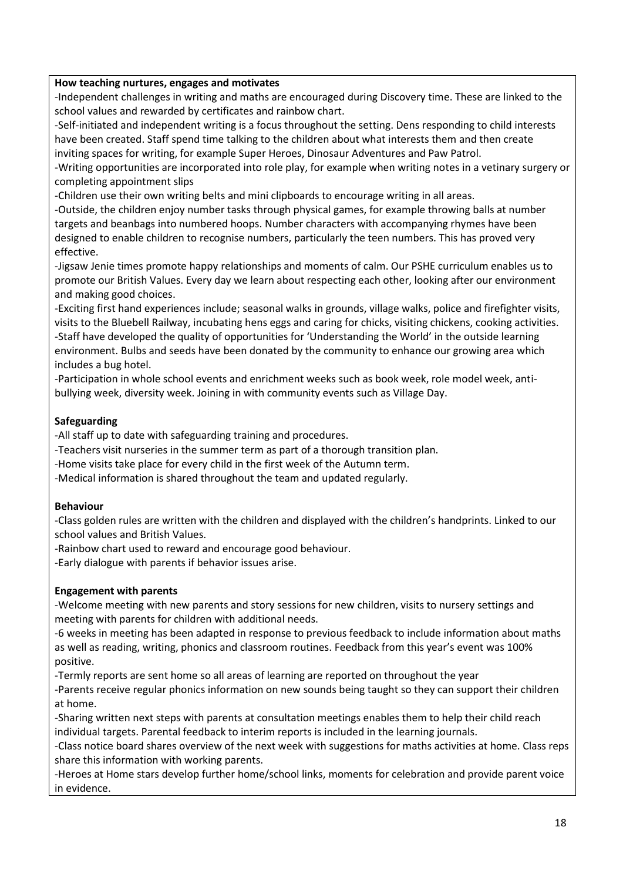**How teaching nurtures, engages and motivates**

-Independent challenges in writing and maths are encouraged during Discovery time. These are linked to the school values and rewarded by certificates and rainbow chart.

-Self-initiated and independent writing is a focus throughout the setting. Dens responding to child interests have been created. Staff spend time talking to the children about what interests them and then create inviting spaces for writing, for example Super Heroes, Dinosaur Adventures and Paw Patrol.

-Writing opportunities are incorporated into role play, for example when writing notes in a vetinary surgery or completing appointment slips

-Children use their own writing belts and mini clipboards to encourage writing in all areas.

-Outside, the children enjoy number tasks through physical games, for example throwing balls at number targets and beanbags into numbered hoops. Number characters with accompanying rhymes have been designed to enable children to recognise numbers, particularly the teen numbers. This has proved very effective.

-Jigsaw Jenie times promote happy relationships and moments of calm. Our PSHE curriculum enables us to promote our British Values. Every day we learn about respecting each other, looking after our environment and making good choices.

-Exciting first hand experiences include; seasonal walks in grounds, village walks, police and firefighter visits, visits to the Bluebell Railway, incubating hens eggs and caring for chicks, visiting chickens, cooking activities.

-Staff have developed the quality of opportunities for 'Understanding the World' in the outside learning environment. Bulbs and seeds have been donated by the community to enhance our growing area which includes a bug hotel.

-Participation in whole school events and enrichment weeks such as book week, role model week, anti-bullying week, diversity week. Joining in with community events such as Village Day.

**Safeguarding**

-All staff up to date with safeguarding training and procedures.

-Teachers visit nurseries in the summer term as part of a thorough transition plan.

-Home visits take place for every child in the first week of the Autumn term.

-Medical information is shared throughout the team and updated regularly.

**Behaviour**

-Class golden rules are written with the children and displayed with the children's handprints. Linked to our school values and British Values.

-Rainbow chart used to reward and encourage good behaviour.

-Early dialogue with parents if behavior issues arise.

**Engagement with parents**

-Welcome meeting with new parents and story sessions for new children, visits to nursery settings and meeting with parents for children with additional needs.

-6 weeks in meeting has been adapted in response to previous feedback to include information about maths as well as reading, writing, phonics and classroom routines. Feedback from this year's event was 100% positive.

-Termly reports are sent home so all areas of learning are reported on throughout the year

-Parents receive regular phonics information on new sounds being taught so they can support their children at home.

-Sharing written next steps with parents at consultation meetings enables them to help their child reach individual targets. Parental feedback to interim reports is included in the learning journals.

-Class notice board shares overview of the next week with suggestions for maths activities at home. Class reps share this information with working parents.

-Heroes at Home stars develop further home/school links, moments for celebration and provide parent voice in evidence.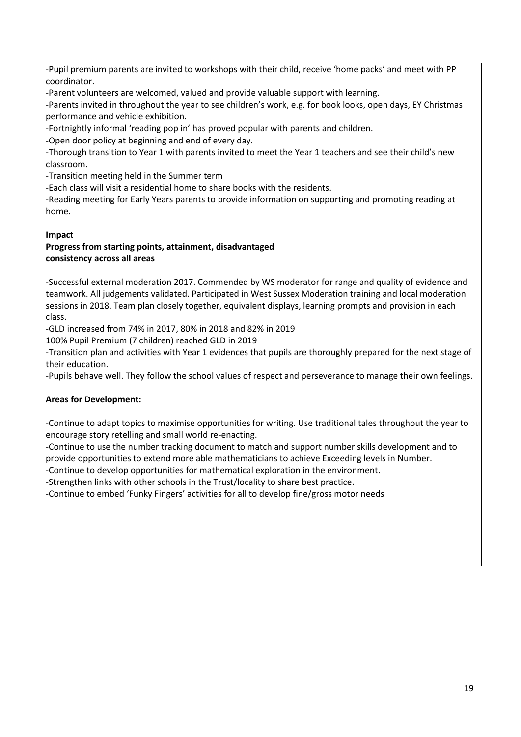-Pupil premium parents are invited to workshops with their child, receive 'home packs' and meet with PP coordinator.
-Parent volunteers are welcomed, valued and provide valuable support with learning.
-Parents invited in throughout the year to see children's work, e.g. for book looks, open days, EY Christmas performance and vehicle exhibition.
-Fortnightly informal 'reading pop in' has proved popular with parents and children.
-Open door policy at beginning and end of every day.
-Thorough transition to Year 1 with parents invited to meet the Year 1 teachers and see their child's new classroom.
-Transition meeting held in the Summer term
-Each class will visit a residential home to share books with the residents.
-Reading meeting for Early Years parents to provide information on supporting and promoting reading at home.

**Impact**
**Progress from starting points, attainment, disadvantaged consistency across all areas**

-Successful external moderation 2017. Commended by WS moderator for range and quality of evidence and teamwork. All judgements validated. Participated in West Sussex Moderation training and local moderation sessions in 2018. Team plan closely together, equivalent displays, learning prompts and provision in each class.
-GLD increased from 74% in 2017, 80% in 2018 and 82% in 2019
100% Pupil Premium (7 children) reached GLD in 2019
-Transition plan and activities with Year 1 evidences that pupils are thoroughly prepared for the next stage of their education.
-Pupils behave well. They follow the school values of respect and perseverance to manage their own feelings.

**Areas for Development:**

-Continue to adapt topics to maximise opportunities for writing. Use traditional tales throughout the year to encourage story retelling and small world re-enacting.
-Continue to use the number tracking document to match and support number skills development and to provide opportunities to extend more able mathematicians to achieve Exceeding levels in Number.
-Continue to develop opportunities for mathematical exploration in the environment.
-Strengthen links with other schools in the Trust/locality to share best practice.
-Continue to embed 'Funky Fingers' activities for all to develop fine/gross motor needs